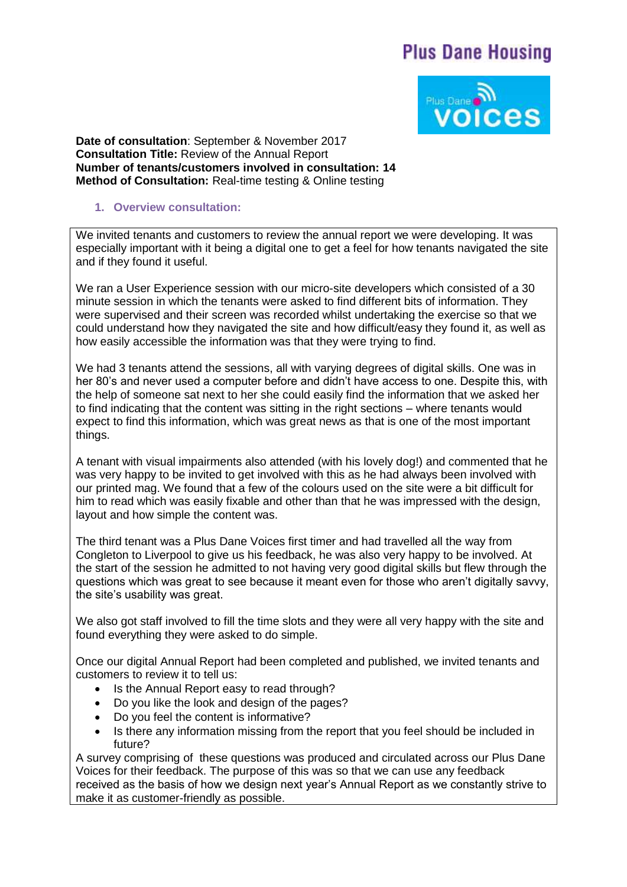Plus Dane Housing

Plus Dane voices

**Date of consultation**: September & November 2017
**Consultation Title:** Review of the Annual Report
**Number of tenants/customers involved in consultation: 14**
**Method of Consultation:** Real-time testing & Online testing

## 1. Overview consultation:

We invited tenants and customers to review the annual report we were developing. It was especially important with it being a digital one to get a feel for how tenants navigated the site and if they found it useful.

We ran a User Experience session with our micro-site developers which consisted of a 30 minute session in which the tenants were asked to find different bits of information. They were supervised and their screen was recorded whilst undertaking the exercise so that we could understand how they navigated the site and how difficult/easy they found it, as well as how easily accessible the information was that they were trying to find.

We had 3 tenants attend the sessions, all with varying degrees of digital skills. One was in her 80's and never used a computer before and didn't have access to one. Despite this, with the help of someone sat next to her she could easily find the information that we asked her to find indicating that the content was sitting in the right sections – where tenants would expect to find this information, which was great news as that is one of the most important things.

A tenant with visual impairments also attended (with his lovely dog!) and commented that he was very happy to be invited to get involved with this as he had always been involved with our printed mag. We found that a few of the colours used on the site were a bit difficult for him to read which was easily fixable and other than that he was impressed with the design, layout and how simple the content was.

The third tenant was a Plus Dane Voices first timer and had travelled all the way from Congleton to Liverpool to give us his feedback, he was also very happy to be involved. At the start of the session he admitted to not having very good digital skills but flew through the questions which was great to see because it meant even for those who aren't digitally savvy, the site's usability was great.

We also got staff involved to fill the time slots and they were all very happy with the site and found everything they were asked to do simple.

Once our digital Annual Report had been completed and published, we invited tenants and customers to review it to tell us:

- Is the Annual Report easy to read through?
- Do you like the look and design of the pages?
- Do you feel the content is informative?
- Is there any information missing from the report that you feel should be included in future?

A survey comprising of these questions was produced and circulated across our Plus Dane Voices for their feedback. The purpose of this was so that we can use any feedback received as the basis of how we design next year's Annual Report as we constantly strive to make it as customer-friendly as possible.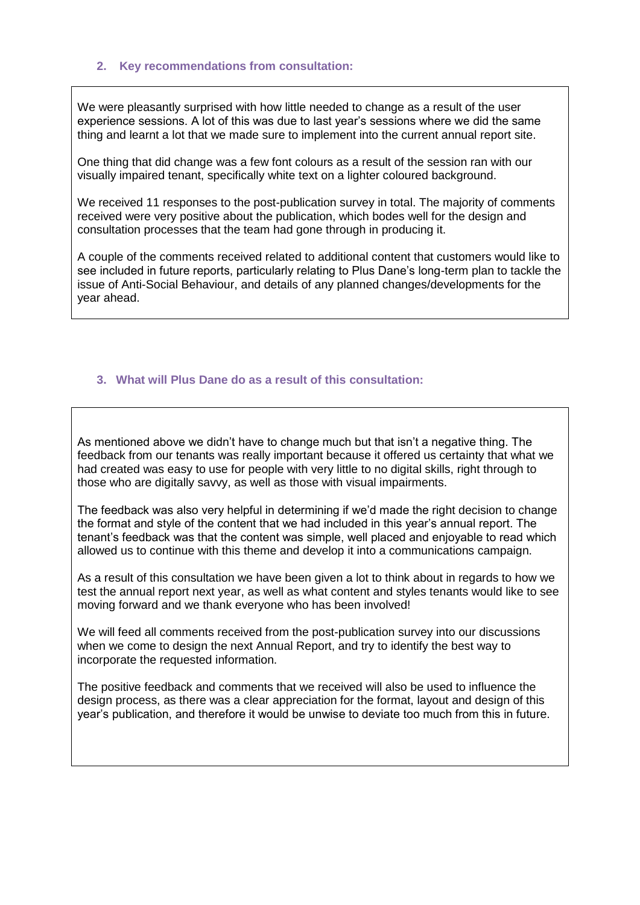## 2. Key recommendations from consultation:

We were pleasantly surprised with how little needed to change as a result of the user experience sessions. A lot of this was due to last year's sessions where we did the same thing and learnt a lot that we made sure to implement into the current annual report site.

One thing that did change was a few font colours as a result of the session ran with our visually impaired tenant, specifically white text on a lighter coloured background.

We received 11 responses to the post-publication survey in total. The majority of comments received were very positive about the publication, which bodes well for the design and consultation processes that the team had gone through in producing it.

A couple of the comments received related to additional content that customers would like to see included in future reports, particularly relating to Plus Dane's long-term plan to tackle the issue of Anti-Social Behaviour, and details of any planned changes/developments for the year ahead.

## 3. What will Plus Dane do as a result of this consultation:

As mentioned above we didn't have to change much but that isn't a negative thing. The feedback from our tenants was really important because it offered us certainty that what we had created was easy to use for people with very little to no digital skills, right through to those who are digitally savvy, as well as those with visual impairments.

The feedback was also very helpful in determining if we'd made the right decision to change the format and style of the content that we had included in this year's annual report. The tenant's feedback was that the content was simple, well placed and enjoyable to read which allowed us to continue with this theme and develop it into a communications campaign.

As a result of this consultation we have been given a lot to think about in regards to how we test the annual report next year, as well as what content and styles tenants would like to see moving forward and we thank everyone who has been involved!

We will feed all comments received from the post-publication survey into our discussions when we come to design the next Annual Report, and try to identify the best way to incorporate the requested information.

The positive feedback and comments that we received will also be used to influence the design process, as there was a clear appreciation for the format, layout and design of this year's publication, and therefore it would be unwise to deviate too much from this in future.